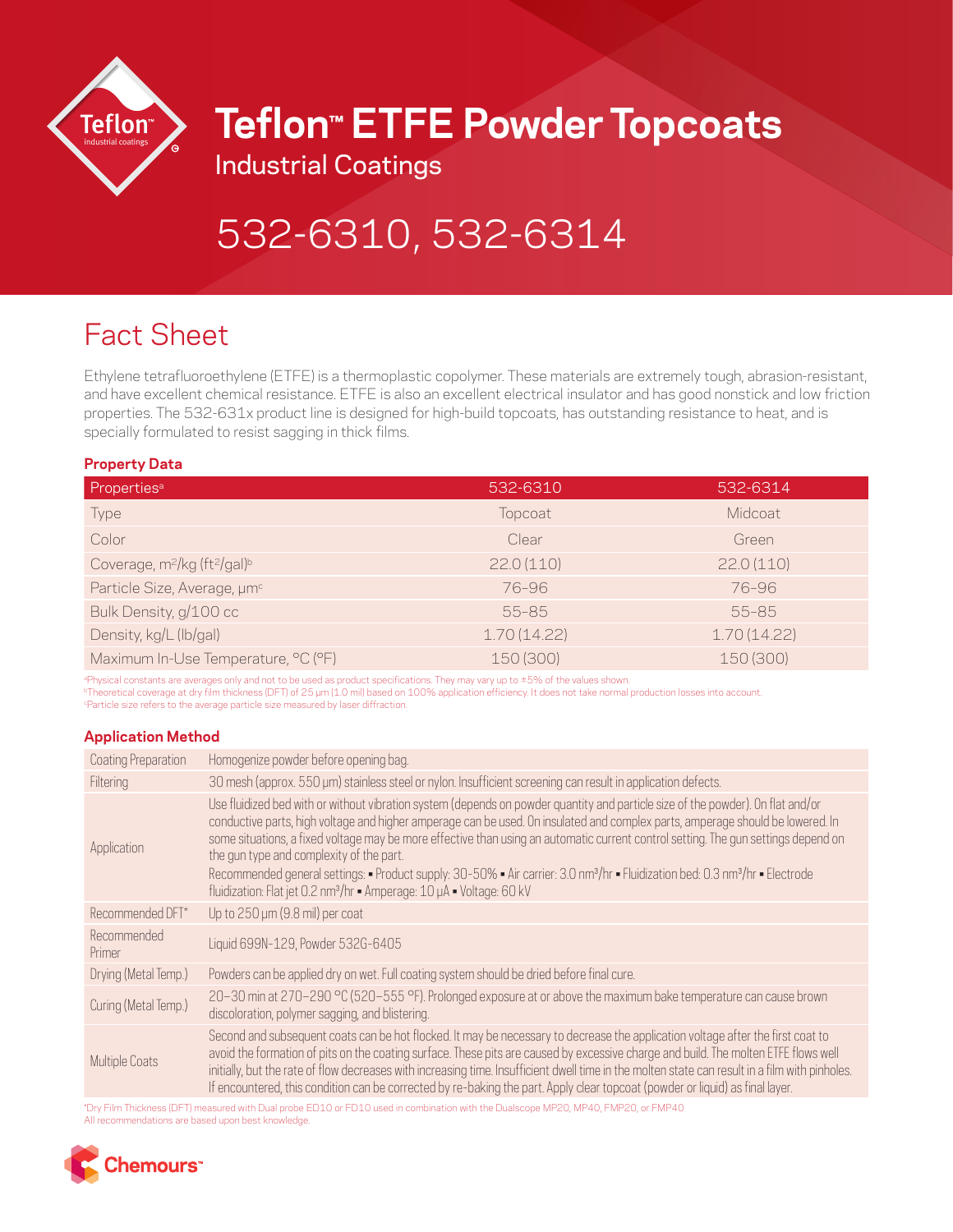# Teflon™ ETFE Powder Topcoats

Industrial Coatings

# 532-6310, 532-6314

## Fact Sheet

Ethylene tetrafluoroethylene (ETFE) is a thermoplastic copolymer. These materials are extremely tough, abrasion-resistant, and have excellent chemical resistance. ETFE is also an excellent electrical insulator and has good nonstick and low friction properties. The 532-631x product line is designed for high-build topcoats, has outstanding resistance to heat, and is specially formulated to resist sagging in thick films.

### Property Data

| Properties[a] | 532-6310 | 532-6314 |
|---|---|---|
| Type | Topcoat | Midcoat |
| Color | Clear | Green |
| Coverage, $m^2/kg$ ($ft^2/gal$)[b] | 22.0 (110) | 22.0 (110) |
| Particle Size, Average, µm[c] | 76–96 | 76–96 |
| Bulk Density, g/100 cc | 55–85 | 55–85 |
| Density, kg/L (lb/gal) | 1.70 (14.22) | 1.70 (14.22) |
| Maximum In-Use Temperature, °C (°F) | 150 (300) | 150 (300) |

[a]Physical constants are averages only and not to be used as product specifications. They may vary up to ±5% of the values shown.
[b]Theoretical coverage at dry film thickness (DFT) of 25 µm (1.0 mil) based on 100% application efficiency. It does not take normal production losses into account.
[c]Particle size refers to the average particle size measured by laser diffraction.

### Application Method

| | |
|---|---|
| Coating Preparation | Homogenize powder before opening bag. |
| Filtering | 30 mesh (approx. 550 µm) stainless steel or nylon. Insufficient screening can result in application defects. |
| Application | Use fluidized bed with or without vibration system (depends on powder quantity and particle size of the powder). On flat and/or conductive parts, high voltage and higher amperage can be used. On insulated and complex parts, amperage should be lowered. In some situations, a fixed voltage may be more effective than using an automatic current control setting. The gun settings depend on the gun type and complexity of the part. Recommended general settings: ▪ Product supply: 30-50% ▪ Air carrier: 3.0 $nm^3/hr$ ▪ Fluidization bed: 0.3 $nm^3/hr$ ▪ Electrode fluidization: Flat jet 0.2 $nm^3/hr$ ▪ Amperage: 10 µA ▪ Voltage: 60 kV |
| Recommended DFT* | Up to 250 µm (9.8 mil) per coat |
| Recommended Primer | Liquid 699N-129, Powder 532G-6405 |
| Drying (Metal Temp.) | Powders can be applied dry on wet. Full coating system should be dried before final cure. |
| Curing (Metal Temp.) | 20–30 min at 270–290 °C (520–555 °F). Prolonged exposure at or above the maximum bake temperature can cause brown discoloration, polymer sagging, and blistering. |
| Multiple Coats | Second and subsequent coats can be hot flocked. It may be necessary to decrease the application voltage after the first coat to avoid the formation of pits on the coating surface. These pits are caused by excessive charge and build. The molten ETFE flows well initially, but the rate of flow decreases with increasing time. Insufficient dwell time in the molten state can result in a film with pinholes. If encountered, this condition can be corrected by re-baking the part. Apply clear topcoat (powder or liquid) as final layer. |

*Dry Film Thickness (DFT) measured with Dual probe ED10 or FD10 used in combination with the Dualscope MP20, MP40, FMP20, or FMP40
All recommendations are based upon best knowledge.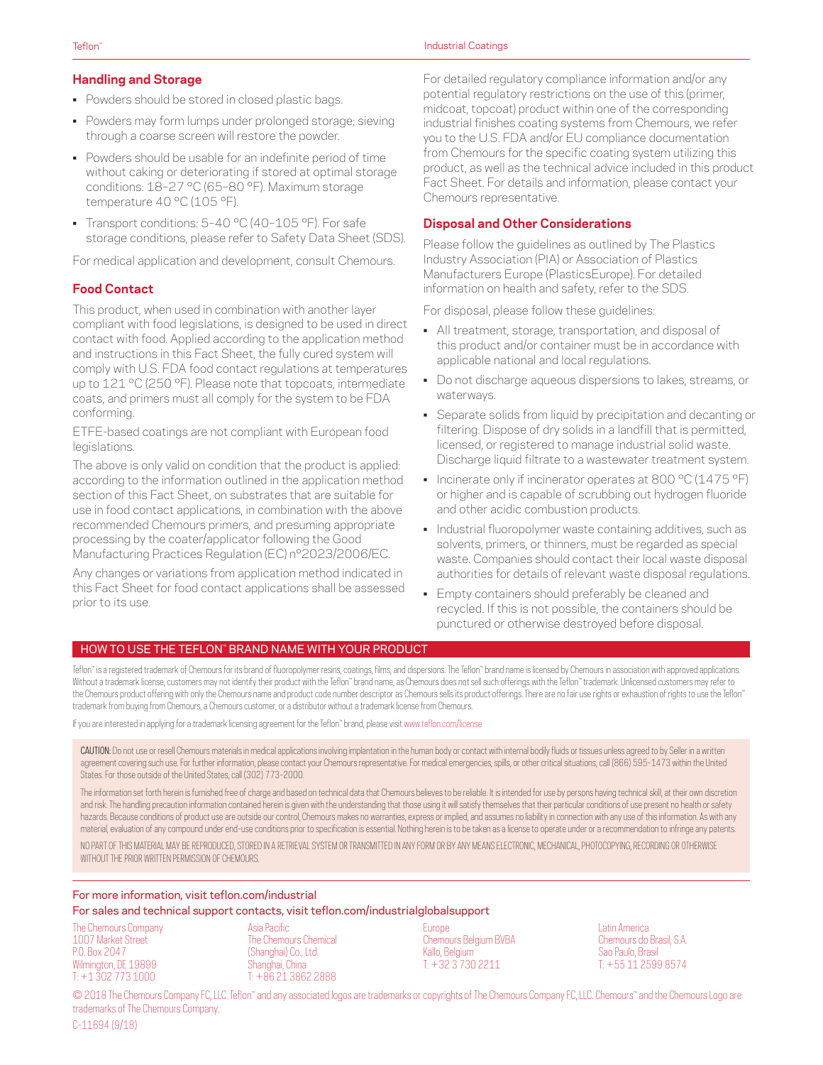## Handling and Storage

- Powders should be stored in closed plastic bags.
- Powders may form lumps under prolonged storage; sieving through a coarse screen will restore the powder.
- Powders should be usable for an indefinite period of time without caking or deteriorating if stored at optimal storage conditions: 18–27 °C (65–80 °F). Maximum storage temperature 40 °C (105 °F).
- Transport conditions: 5–40 °C (40–105 °F). For safe storage conditions, please refer to Safety Data Sheet (SDS).

For medical application and development, consult Chemours.

## Food Contact

This product, when used in combination with another layer compliant with food legislations, is designed to be used in direct contact with food. Applied according to the application method and instructions in this Fact Sheet, the fully cured system will comply with U.S. FDA food contact regulations at temperatures up to 121 °C (250 °F). Please note that topcoats, intermediate coats, and primers must all comply for the system to be FDA conforming.

ETFE-based coatings are not compliant with European food legislations.

The above is only valid on condition that the product is applied: according to the information outlined in the application method section of this Fact Sheet, on substrates that are suitable for use in food contact applications, in combination with the above recommended Chemours primers, and presuming appropriate processing by the coater/applicator following the Good Manufacturing Practices Regulation (EC) nº2023/2006/EC.

Any changes or variations from application method indicated in this Fact Sheet for food contact applications shall be assessed prior to its use.

For detailed regulatory compliance information and/or any potential regulatory restrictions on the use of this (primer, midcoat, topcoat) product within one of the corresponding industrial finishes coating systems from Chemours, we refer you to the U.S. FDA and/or EU compliance documentation from Chemours for the specific coating system utilizing this product, as well as the technical advice included in this product Fact Sheet. For details and information, please contact your Chemours representative.

## Disposal and Other Considerations

Please follow the guidelines as outlined by The Plastics Industry Association (PIA) or Association of Plastics Manufacturers Europe (PlasticsEurope). For detailed information on health and safety, refer to the SDS.

For disposal, please follow these guidelines:

- All treatment, storage, transportation, and disposal of this product and/or container must be in accordance with applicable national and local regulations.
- Do not discharge aqueous dispersions to lakes, streams, or waterways.
- Separate solids from liquid by precipitation and decanting or filtering. Dispose of dry solids in a landfill that is permitted, licensed, or registered to manage industrial solid waste. Discharge liquid filtrate to a wastewater treatment system.
- Incinerate only if incinerator operates at 800 °C (1475 °F) or higher and is capable of scrubbing out hydrogen fluoride and other acidic combustion products.
- Industrial fluoropolymer waste containing additives, such as solvents, primers, or thinners, must be regarded as special waste. Companies should contact their local waste disposal authorities for details of relevant waste disposal regulations.
- Empty containers should preferably be cleaned and recycled. If this is not possible, the containers should be punctured or otherwise destroyed before disposal.

## HOW TO USE THE TEFLON™ BRAND NAME WITH YOUR PRODUCT

Teflon™ is a registered trademark of Chemours for its brand of fluoropolymer resins, coatings, films, and dispersions. The Teflon™ brand name is licensed by Chemours in association with approved applications. Without a trademark license, customers may not identify their product with the Teflon™ brand name, as Chemours does not sell such offerings with the Teflon™ trademark. Unlicensed customers may refer to the Chemours product offering with only the Chemours name and product code number descriptor as Chemours sells its product offerings. There are no fair use rights or exhaustion of rights to use the Teflon™ trademark from buying from Chemours, a Chemours customer, or a distributor without a trademark license from Chemours.

If you are interested in applying for a trademark licensing agreement for the Teflon™ brand, please visit www.teflon.com/license

CAUTION: Do not use or resell Chemours materials in medical applications involving implantation in the human body or contact with internal bodily fluids or tissues unless agreed to by Seller in a written agreement covering such use. For further information, please contact your Chemours representative. For medical emergencies, spills, or other critical situations, call (866) 595-1473 within the United States. For those outside of the United States, call (302) 773-2000.

The information set forth herein is furnished free of charge and based on technical data that Chemours believes to be reliable. It is intended for use by persons having technical skill, at their own discretion and risk. The handling precaution information contained herein is given with the understanding that those using it will satisfy themselves that their particular conditions of use present no health or safety hazards. Because conditions of product use are outside our control, Chemours makes no warranties, express or implied, and assumes no liability in connection with any use of this information. As with any material, evaluation of any compound under end-use conditions prior to specification is essential. Nothing herein is to be taken as a license to operate under or a recommendation to infringe any patents.

NO PART OF THIS MATERIAL MAY BE REPRODUCED, STORED IN A RETRIEVAL SYSTEM OR TRANSMITTED IN ANY FORM OR BY ANY MEANS ELECTRONIC, MECHANICAL, PHOTOCOPYING, RECORDING OR OTHERWISE WITHOUT THE PRIOR WRITTEN PERMISSION OF CHEMOURS.

**For more information, visit teflon.com/industrial**

**For sales and technical support contacts, visit teflon.com/industrialglobalsupport**

The Chemours Company
1007 Market Street
P.O. Box 2047
Wilmington, DE 19899
T: +1 302 773 1000

Asia Pacific
The Chemours Chemical (Shanghai) Co., Ltd.
Shanghai, China
T: +86 21 3862 2888

Europe
Chemours Belgium BVBA
Kallo, Belgium
T: +32 3 730 2211

Latin America
Chemours do Brasil, S.A.
Sao Paulo, Brasil
T: +55 11 2599 8574

© 2018 The Chemours Company FC, LLC. Teflon™ and any associated logos are trademarks or copyrights of The Chemours Company FC, LLC. Chemours™ and the Chemours Logo are trademarks of The Chemours Company.

C-11694 (9/18)